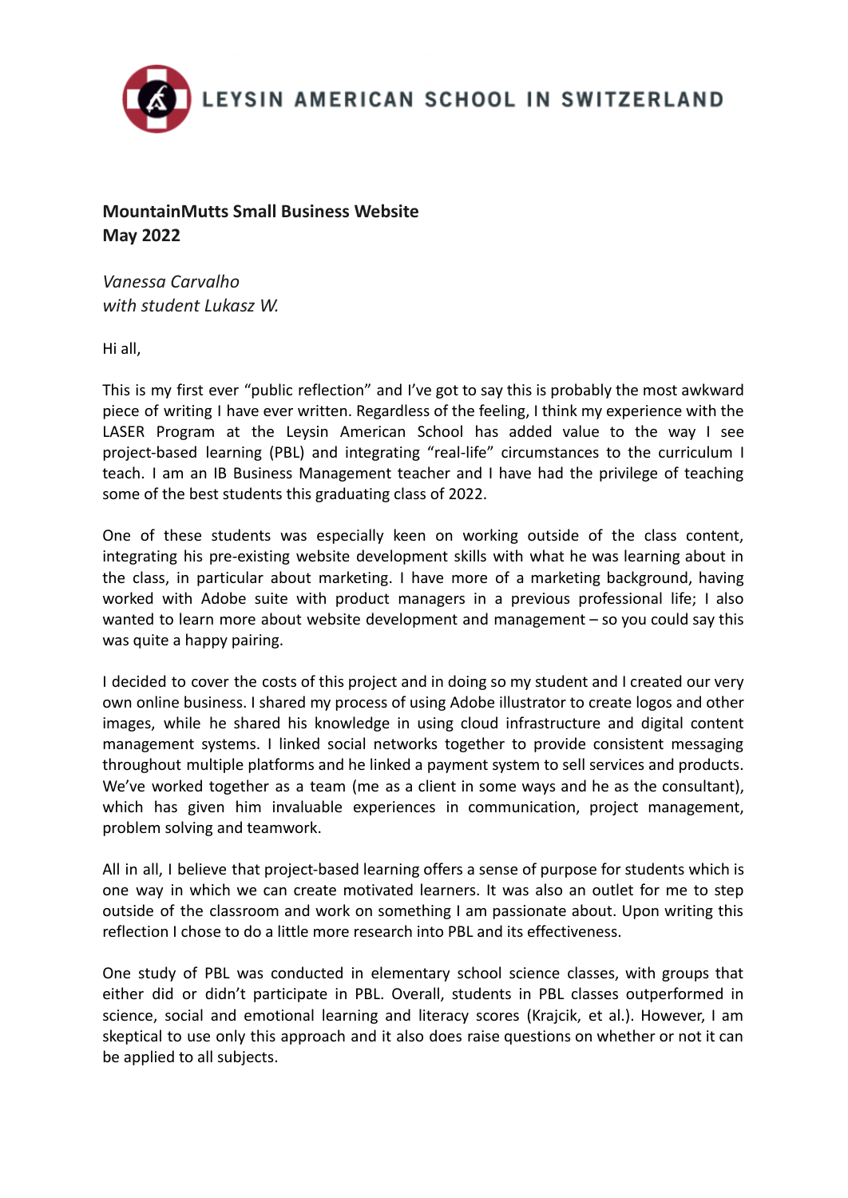LEYSIN AMERICAN SCHOOL IN SWITZERLAND

**MountainMutts Small Business Website**
**May 2022**

*Vanessa Carvalho*
*with student Lukasz W.*

Hi all,

This is my first ever "public reflection" and I've got to say this is probably the most awkward piece of writing I have ever written. Regardless of the feeling, I think my experience with the LASER Program at the Leysin American School has added value to the way I see project-based learning (PBL) and integrating "real-life" circumstances to the curriculum I teach. I am an IB Business Management teacher and I have had the privilege of teaching some of the best students this graduating class of 2022.

One of these students was especially keen on working outside of the class content, integrating his pre-existing website development skills with what he was learning about in the class, in particular about marketing. I have more of a marketing background, having worked with Adobe suite with product managers in a previous professional life; I also wanted to learn more about website development and management – so you could say this was quite a happy pairing.

I decided to cover the costs of this project and in doing so my student and I created our very own online business. I shared my process of using Adobe illustrator to create logos and other images, while he shared his knowledge in using cloud infrastructure and digital content management systems. I linked social networks together to provide consistent messaging throughout multiple platforms and he linked a payment system to sell services and products. We've worked together as a team (me as a client in some ways and he as the consultant), which has given him invaluable experiences in communication, project management, problem solving and teamwork.

All in all, I believe that project-based learning offers a sense of purpose for students which is one way in which we can create motivated learners. It was also an outlet for me to step outside of the classroom and work on something I am passionate about. Upon writing this reflection I chose to do a little more research into PBL and its effectiveness.

One study of PBL was conducted in elementary school science classes, with groups that either did or didn't participate in PBL. Overall, students in PBL classes outperformed in science, social and emotional learning and literacy scores (Krajcik, et al.). However, I am skeptical to use only this approach and it also does raise questions on whether or not it can be applied to all subjects.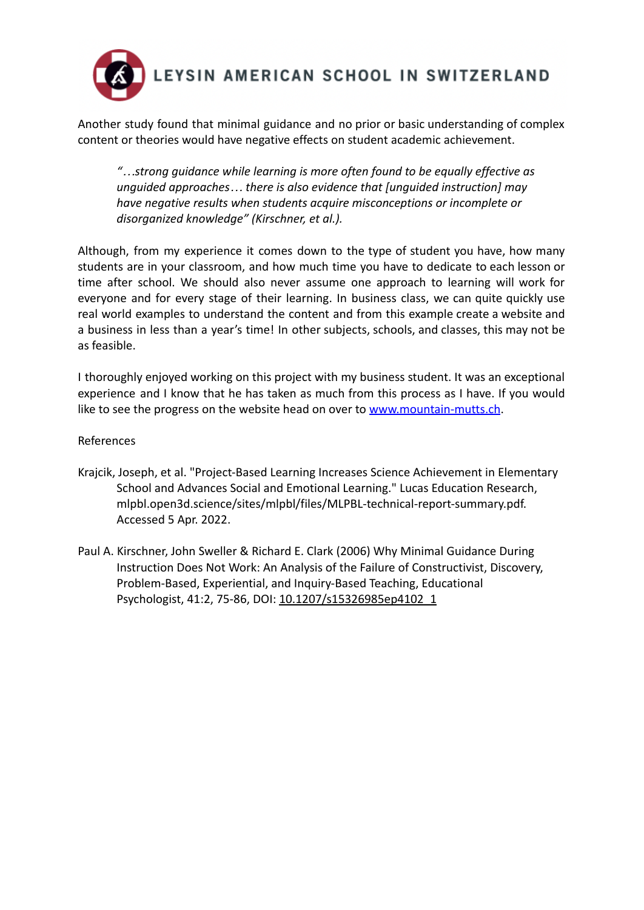Another study found that minimal guidance and no prior or basic understanding of complex content or theories would have negative effects on student academic achievement.

> *"…strong guidance while learning is more often found to be equally effective as unguided approaches… there is also evidence that [unguided instruction] may have negative results when students acquire misconceptions or incomplete or disorganized knowledge" (Kirschner, et al.).*

Although, from my experience it comes down to the type of student you have, how many students are in your classroom, and how much time you have to dedicate to each lesson or time after school. We should also never assume one approach to learning will work for everyone and for every stage of their learning. In business class, we can quite quickly use real world examples to understand the content and from this example create a website and a business in less than a year's time! In other subjects, schools, and classes, this may not be as feasible.

I thoroughly enjoyed working on this project with my business student. It was an exceptional experience and I know that he has taken as much from this process as I have. If you would like to see the progress on the website head on over to [www.mountain-mutts.ch](http://www.mountain-mutts.ch).

References

Krajcik, Joseph, et al. "Project-Based Learning Increases Science Achievement in Elementary School and Advances Social and Emotional Learning." Lucas Education Research, mlpbl.open3d.science/sites/mlpbl/files/MLPBL-technical-report-summary.pdf. Accessed 5 Apr. 2022.

Paul A. Kirschner, John Sweller & Richard E. Clark (2006) Why Minimal Guidance During Instruction Does Not Work: An Analysis of the Failure of Constructivist, Discovery, Problem-Based, Experiential, and Inquiry-Based Teaching, Educational Psychologist, 41:2, 75-86, DOI: 10.1207/s15326985ep4102_1